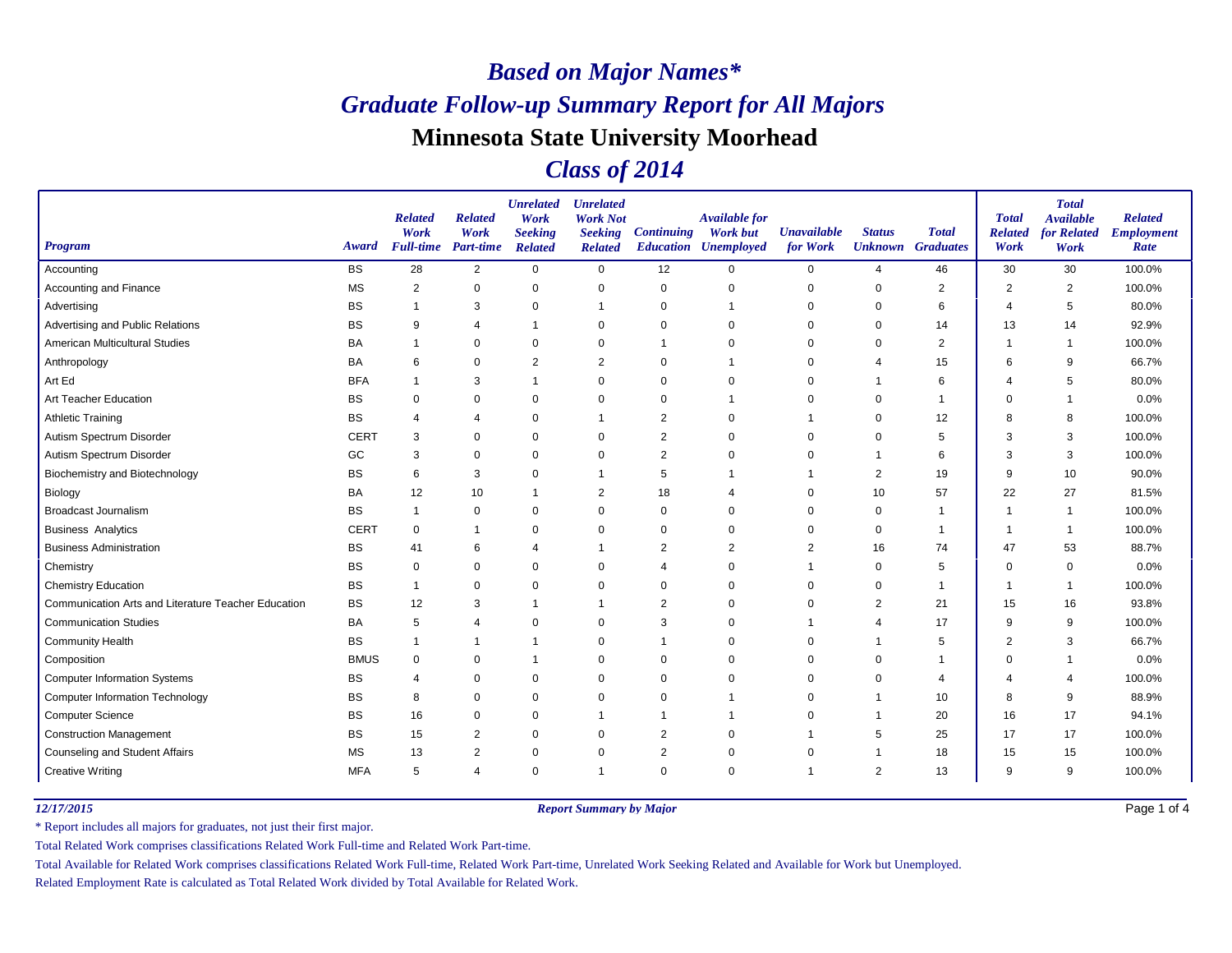# *Based on Major Names**

# *Graduate Follow-up Summary Report for All Majors*

## Minnesota State University Moorhead

## *Class of 2014*

| Program | Award | Related Work Full-time | Related Work Part-time | Unrelated Work Seeking Related | Unrelated Work Not Seeking Related | Continuing Education | Available for Work but Unemployed | Unavailable for Work | Status Unknown | Total Graduates | Total Related Work | Total Available for Related Work | Related Employment Rate |
|---|---|---|---|---|---|---|---|---|---|---|---|---|---|
| Accounting | BS | 28 | 2 | 0 | 0 | 12 | 0 | 0 | 4 | 46 | 30 | 30 | 100.0% |
| Accounting and Finance | MS | 2 | 0 | 0 | 0 | 0 | 0 | 0 | 0 | 2 | 2 | 2 | 100.0% |
| Advertising | BS | 1 | 3 | 0 | 1 | 0 | 1 | 0 | 0 | 6 | 4 | 5 | 80.0% |
| Advertising and Public Relations | BS | 9 | 4 | 1 | 0 | 0 | 0 | 0 | 0 | 14 | 13 | 14 | 92.9% |
| American Multicultural Studies | BA | 1 | 0 | 0 | 0 | 1 | 0 | 0 | 0 | 2 | 1 | 1 | 100.0% |
| Anthropology | BA | 6 | 0 | 2 | 2 | 0 | 1 | 0 | 4 | 15 | 6 | 9 | 66.7% |
| Art Ed | BFA | 1 | 3 | 1 | 0 | 0 | 0 | 0 | 1 | 6 | 4 | 5 | 80.0% |
| Art Teacher Education | BS | 0 | 0 | 0 | 0 | 0 | 1 | 0 | 0 | 1 | 0 | 1 | 0.0% |
| Athletic Training | BS | 4 | 4 | 0 | 1 | 2 | 0 | 1 | 0 | 12 | 8 | 8 | 100.0% |
| Autism Spectrum Disorder | CERT | 3 | 0 | 0 | 0 | 2 | 0 | 0 | 0 | 5 | 3 | 3 | 100.0% |
| Autism Spectrum Disorder | GC | 3 | 0 | 0 | 0 | 2 | 0 | 0 | 1 | 6 | 3 | 3 | 100.0% |
| Biochemistry and Biotechnology | BS | 6 | 3 | 0 | 1 | 5 | 1 | 1 | 2 | 19 | 9 | 10 | 90.0% |
| Biology | BA | 12 | 10 | 1 | 2 | 18 | 4 | 0 | 10 | 57 | 22 | 27 | 81.5% |
| Broadcast Journalism | BS | 1 | 0 | 0 | 0 | 0 | 0 | 0 | 0 | 1 | 1 | 1 | 100.0% |
| Business Analytics | CERT | 0 | 1 | 0 | 0 | 0 | 0 | 0 | 0 | 1 | 1 | 1 | 100.0% |
| Business Administration | BS | 41 | 6 | 4 | 1 | 2 | 2 | 2 | 16 | 74 | 47 | 53 | 88.7% |
| Chemistry | BS | 0 | 0 | 0 | 0 | 4 | 0 | 1 | 0 | 5 | 0 | 0 | 0.0% |
| Chemistry Education | BS | 1 | 0 | 0 | 0 | 0 | 0 | 0 | 0 | 1 | 1 | 1 | 100.0% |
| Communication Arts and Literature Teacher Education | BS | 12 | 3 | 1 | 1 | 2 | 0 | 0 | 2 | 21 | 15 | 16 | 93.8% |
| Communication Studies | BA | 5 | 4 | 0 | 0 | 3 | 0 | 1 | 4 | 17 | 9 | 9 | 100.0% |
| Community Health | BS | 1 | 1 | 1 | 0 | 1 | 0 | 0 | 1 | 5 | 2 | 3 | 66.7% |
| Composition | BMUS | 0 | 0 | 1 | 0 | 0 | 0 | 0 | 0 | 1 | 0 | 1 | 0.0% |
| Computer Information Systems | BS | 4 | 0 | 0 | 0 | 0 | 0 | 0 | 0 | 4 | 4 | 4 | 100.0% |
| Computer Information Technology | BS | 8 | 0 | 0 | 0 | 0 | 1 | 0 | 1 | 10 | 8 | 9 | 88.9% |
| Computer Science | BS | 16 | 0 | 0 | 1 | 1 | 1 | 0 | 1 | 20 | 16 | 17 | 94.1% |
| Construction Management | BS | 15 | 2 | 0 | 0 | 2 | 0 | 1 | 5 | 25 | 17 | 17 | 100.0% |
| Counseling and Student Affairs | MS | 13 | 2 | 0 | 0 | 2 | 0 | 0 | 1 | 18 | 15 | 15 | 100.0% |
| Creative Writing | MFA | 5 | 4 | 0 | 1 | 0 | 0 | 1 | 2 | 13 | 9 | 9 | 100.0% |

*12/17/2015* — *Report Summary by Major*

\* Report includes all majors for graduates, not just their first major.

Total Related Work comprises classifications Related Work Full-time and Related Work Part-time.

Total Available for Related Work comprises classifications Related Work Full-time, Related Work Part-time, Unrelated Work Seeking Related and Available for Work but Unemployed.

Related Employment Rate is calculated as Total Related Work divided by Total Available for Related Work.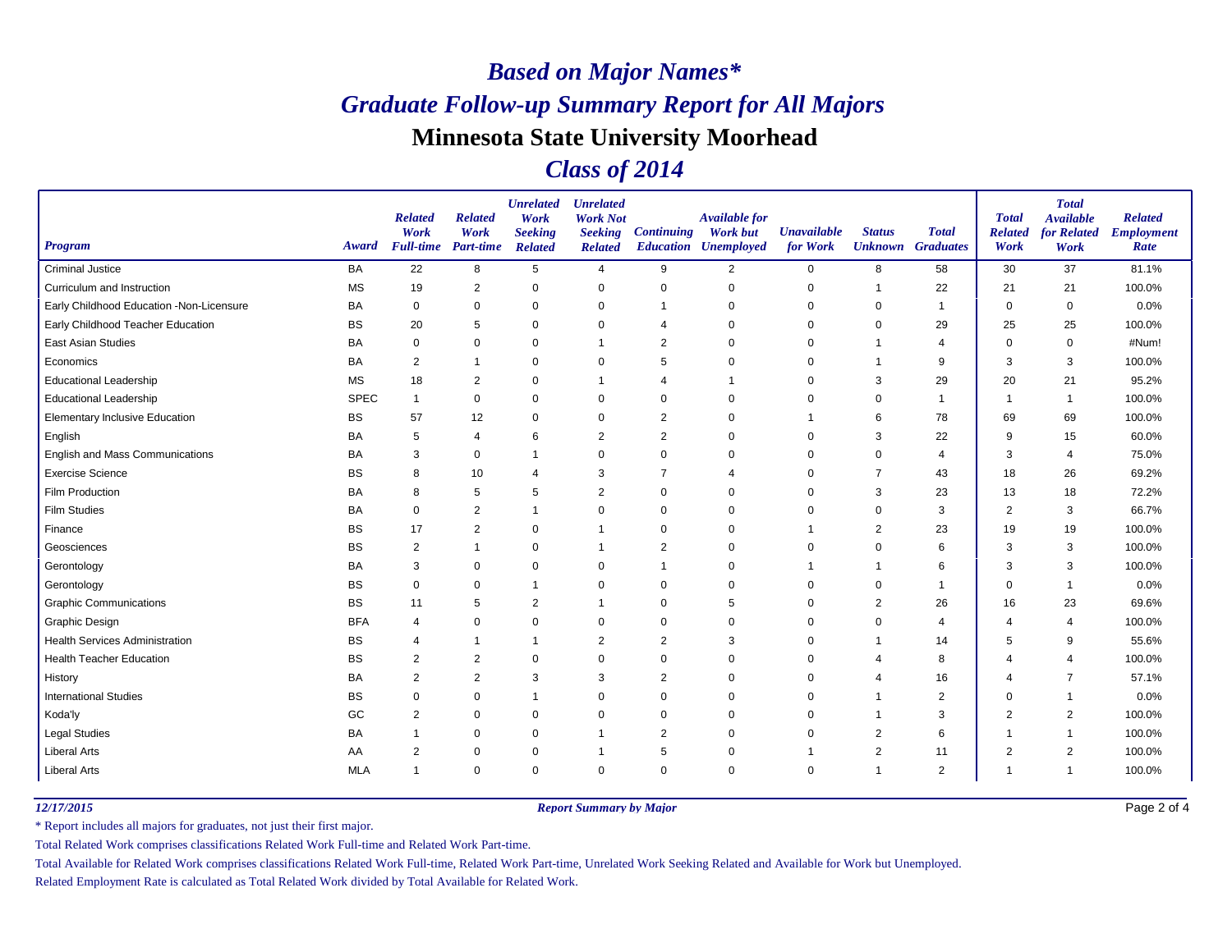# *Based on Major Names**

# *Graduate Follow-up Summary Report for All Majors*

# Minnesota State University Moorhead

# *Class of 2014*

| *Program* | *Award* | *Related Work Full-time* | *Related Work Part-time* | *Unrelated Work Seeking Related* | *Unrelated Work Not Seeking Related* | *Continuing Education* | *Available for Work but Unemployed* | *Unavailable for Work* | *Status Unknown* | *Total Graduates* | *Total Related Work* | *Total Available for Related Work* | *Related Employment Rate* |
|---|---|---|---|---|---|---|---|---|---|---|---|---|---|
| Criminal Justice | BA | 22 | 8 | 5 | 4 | 9 | 2 | 0 | 8 | 58 | 30 | 37 | 81.1% |
| Curriculum and Instruction | MS | 19 | 2 | 0 | 0 | 0 | 0 | 0 | 1 | 22 | 21 | 21 | 100.0% |
| Early Childhood Education -Non-Licensure | BA | 0 | 0 | 0 | 0 | 1 | 0 | 0 | 0 | 1 | 0 | 0 | 0.0% |
| Early Childhood Teacher Education | BS | 20 | 5 | 0 | 0 | 4 | 0 | 0 | 0 | 29 | 25 | 25 | 100.0% |
| East Asian Studies | BA | 0 | 0 | 0 | 1 | 2 | 0 | 0 | 1 | 4 | 0 | 0 | #Num! |
| Economics | BA | 2 | 1 | 0 | 0 | 5 | 0 | 0 | 1 | 9 | 3 | 3 | 100.0% |
| Educational Leadership | MS | 18 | 2 | 0 | 1 | 4 | 1 | 0 | 3 | 29 | 20 | 21 | 95.2% |
| Educational Leadership | SPEC | 1 | 0 | 0 | 0 | 0 | 0 | 0 | 0 | 1 | 1 | 1 | 100.0% |
| Elementary Inclusive Education | BS | 57 | 12 | 0 | 0 | 2 | 0 | 1 | 6 | 78 | 69 | 69 | 100.0% |
| English | BA | 5 | 4 | 6 | 2 | 2 | 0 | 0 | 3 | 22 | 9 | 15 | 60.0% |
| English and Mass Communications | BA | 3 | 0 | 1 | 0 | 0 | 0 | 0 | 0 | 4 | 3 | 4 | 75.0% |
| Exercise Science | BS | 8 | 10 | 4 | 3 | 7 | 4 | 0 | 7 | 43 | 18 | 26 | 69.2% |
| Film Production | BA | 8 | 5 | 5 | 2 | 0 | 0 | 0 | 3 | 23 | 13 | 18 | 72.2% |
| Film Studies | BA | 0 | 2 | 1 | 0 | 0 | 0 | 0 | 0 | 3 | 2 | 3 | 66.7% |
| Finance | BS | 17 | 2 | 0 | 1 | 0 | 0 | 1 | 2 | 23 | 19 | 19 | 100.0% |
| Geosciences | BS | 2 | 1 | 0 | 1 | 2 | 0 | 0 | 0 | 6 | 3 | 3 | 100.0% |
| Gerontology | BA | 3 | 0 | 0 | 0 | 1 | 0 | 1 | 1 | 6 | 3 | 3 | 100.0% |
| Gerontology | BS | 0 | 0 | 1 | 0 | 0 | 0 | 0 | 0 | 1 | 0 | 1 | 0.0% |
| Graphic Communications | BS | 11 | 5 | 2 | 1 | 0 | 5 | 0 | 2 | 26 | 16 | 23 | 69.6% |
| Graphic Design | BFA | 4 | 0 | 0 | 0 | 0 | 0 | 0 | 0 | 4 | 4 | 4 | 100.0% |
| Health Services Administration | BS | 4 | 1 | 1 | 2 | 2 | 3 | 0 | 1 | 14 | 5 | 9 | 55.6% |
| Health Teacher Education | BS | 2 | 2 | 0 | 0 | 0 | 0 | 0 | 4 | 8 | 4 | 4 | 100.0% |
| History | BA | 2 | 2 | 3 | 3 | 2 | 0 | 0 | 4 | 16 | 4 | 7 | 57.1% |
| International Studies | BS | 0 | 0 | 1 | 0 | 0 | 0 | 0 | 1 | 2 | 0 | 1 | 0.0% |
| Koda'ly | GC | 2 | 0 | 0 | 0 | 0 | 0 | 0 | 1 | 3 | 2 | 2 | 100.0% |
| Legal Studies | BA | 1 | 0 | 0 | 1 | 2 | 0 | 0 | 2 | 6 | 1 | 1 | 100.0% |
| Liberal Arts | AA | 2 | 0 | 0 | 1 | 5 | 0 | 1 | 2 | 11 | 2 | 2 | 100.0% |
| Liberal Arts | MLA | 1 | 0 | 0 | 0 | 0 | 0 | 0 | 1 | 2 | 1 | 1 | 100.0% |

*12/17/2015* *Report Summary by Major*

* Report includes all majors for graduates, not just their first major.

Total Related Work comprises classifications Related Work Full-time and Related Work Part-time.

Total Available for Related Work comprises classifications Related Work Full-time, Related Work Part-time, Unrelated Work Seeking Related and Available for Work but Unemployed.

Related Employment Rate is calculated as Total Related Work divided by Total Available for Related Work.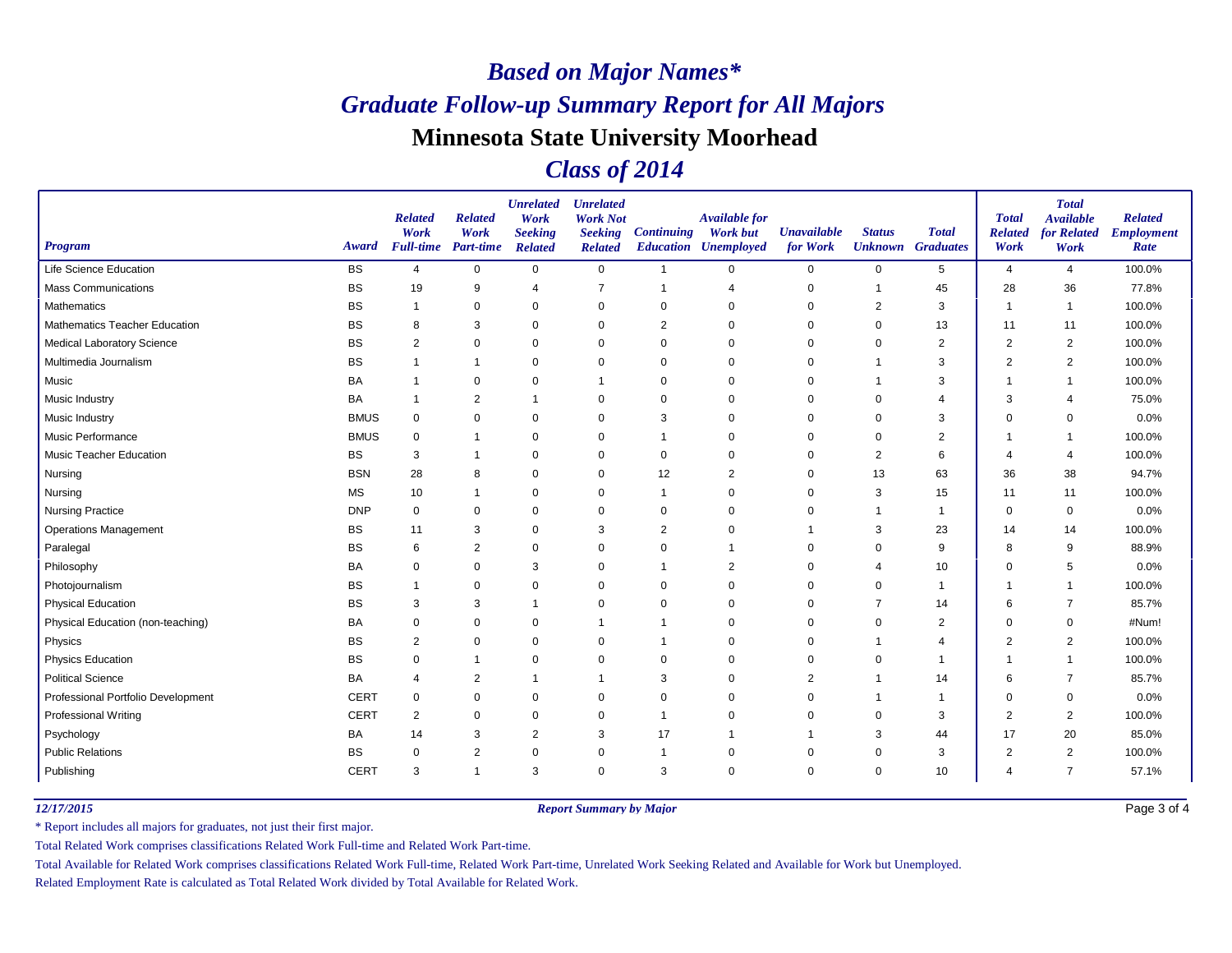# *Based on Major Names**

# *Graduate Follow-up Summary Report for All Majors*

## Minnesota State University Moorhead

## *Class of 2014*

| Program | Award | Related Work Full-time | Related Work Part-time | Unrelated Work Seeking Related | Unrelated Work Not Seeking Related | Continuing Education | Available for Work but Unemployed | Unavailable for Work | Status Unknown | Total Graduates | Total Related Work | Total Available for Related Work | Related Employment Rate |
|---|---|---|---|---|---|---|---|---|---|---|---|---|---|
| Life Science Education | BS | 4 | 0 | 0 | 0 | 1 | 0 | 0 | 0 | 5 | 4 | 4 | 100.0% |
| Mass Communications | BS | 19 | 9 | 4 | 7 | 1 | 4 | 0 | 1 | 45 | 28 | 36 | 77.8% |
| Mathematics | BS | 1 | 0 | 0 | 0 | 0 | 0 | 0 | 2 | 3 | 1 | 1 | 100.0% |
| Mathematics Teacher Education | BS | 8 | 3 | 0 | 0 | 2 | 0 | 0 | 0 | 13 | 11 | 11 | 100.0% |
| Medical Laboratory Science | BS | 2 | 0 | 0 | 0 | 0 | 0 | 0 | 0 | 2 | 2 | 2 | 100.0% |
| Multimedia Journalism | BS | 1 | 1 | 0 | 0 | 0 | 0 | 0 | 1 | 3 | 2 | 2 | 100.0% |
| Music | BA | 1 | 0 | 0 | 1 | 0 | 0 | 0 | 1 | 3 | 1 | 1 | 100.0% |
| Music Industry | BA | 1 | 2 | 1 | 0 | 0 | 0 | 0 | 0 | 4 | 3 | 4 | 75.0% |
| Music Industry | BMUS | 0 | 0 | 0 | 0 | 3 | 0 | 0 | 0 | 3 | 0 | 0 | 0.0% |
| Music Performance | BMUS | 0 | 1 | 0 | 0 | 1 | 0 | 0 | 0 | 2 | 1 | 1 | 100.0% |
| Music Teacher Education | BS | 3 | 1 | 0 | 0 | 0 | 0 | 0 | 2 | 6 | 4 | 4 | 100.0% |
| Nursing | BSN | 28 | 8 | 0 | 0 | 12 | 2 | 0 | 13 | 63 | 36 | 38 | 94.7% |
| Nursing | MS | 10 | 1 | 0 | 0 | 1 | 0 | 0 | 3 | 15 | 11 | 11 | 100.0% |
| Nursing Practice | DNP | 0 | 0 | 0 | 0 | 0 | 0 | 0 | 1 | 1 | 0 | 0 | 0.0% |
| Operations Management | BS | 11 | 3 | 0 | 3 | 2 | 0 | 1 | 3 | 23 | 14 | 14 | 100.0% |
| Paralegal | BS | 6 | 2 | 0 | 0 | 0 | 1 | 0 | 0 | 9 | 8 | 9 | 88.9% |
| Philosophy | BA | 0 | 0 | 3 | 0 | 1 | 2 | 0 | 4 | 10 | 0 | 5 | 0.0% |
| Photojournalism | BS | 1 | 0 | 0 | 0 | 0 | 0 | 0 | 0 | 1 | 1 | 1 | 100.0% |
| Physical Education | BS | 3 | 3 | 1 | 0 | 0 | 0 | 0 | 7 | 14 | 6 | 7 | 85.7% |
| Physical Education (non-teaching) | BA | 0 | 0 | 0 | 1 | 1 | 0 | 0 | 0 | 2 | 0 | 0 | #Num! |
| Physics | BS | 2 | 0 | 0 | 0 | 1 | 0 | 0 | 1 | 4 | 2 | 2 | 100.0% |
| Physics Education | BS | 0 | 1 | 0 | 0 | 0 | 0 | 0 | 0 | 1 | 1 | 1 | 100.0% |
| Political Science | BA | 4 | 2 | 1 | 1 | 3 | 0 | 2 | 1 | 14 | 6 | 7 | 85.7% |
| Professional Portfolio Development | CERT | 0 | 0 | 0 | 0 | 0 | 0 | 0 | 1 | 1 | 0 | 0 | 0.0% |
| Professional Writing | CERT | 2 | 0 | 0 | 0 | 1 | 0 | 0 | 0 | 3 | 2 | 2 | 100.0% |
| Psychology | BA | 14 | 3 | 2 | 3 | 17 | 1 | 1 | 3 | 44 | 17 | 20 | 85.0% |
| Public Relations | BS | 0 | 2 | 0 | 0 | 1 | 0 | 0 | 0 | 3 | 2 | 2 | 100.0% |
| Publishing | CERT | 3 | 1 | 3 | 0 | 3 | 0 | 0 | 0 | 10 | 4 | 7 | 57.1% |

*12/17/2015* *Report Summary by Major*

\* Report includes all majors for graduates, not just their first major.

Total Related Work comprises classifications Related Work Full-time and Related Work Part-time.

Total Available for Related Work comprises classifications Related Work Full-time, Related Work Part-time, Unrelated Work Seeking Related and Available for Work but Unemployed.

Related Employment Rate is calculated as Total Related Work divided by Total Available for Related Work.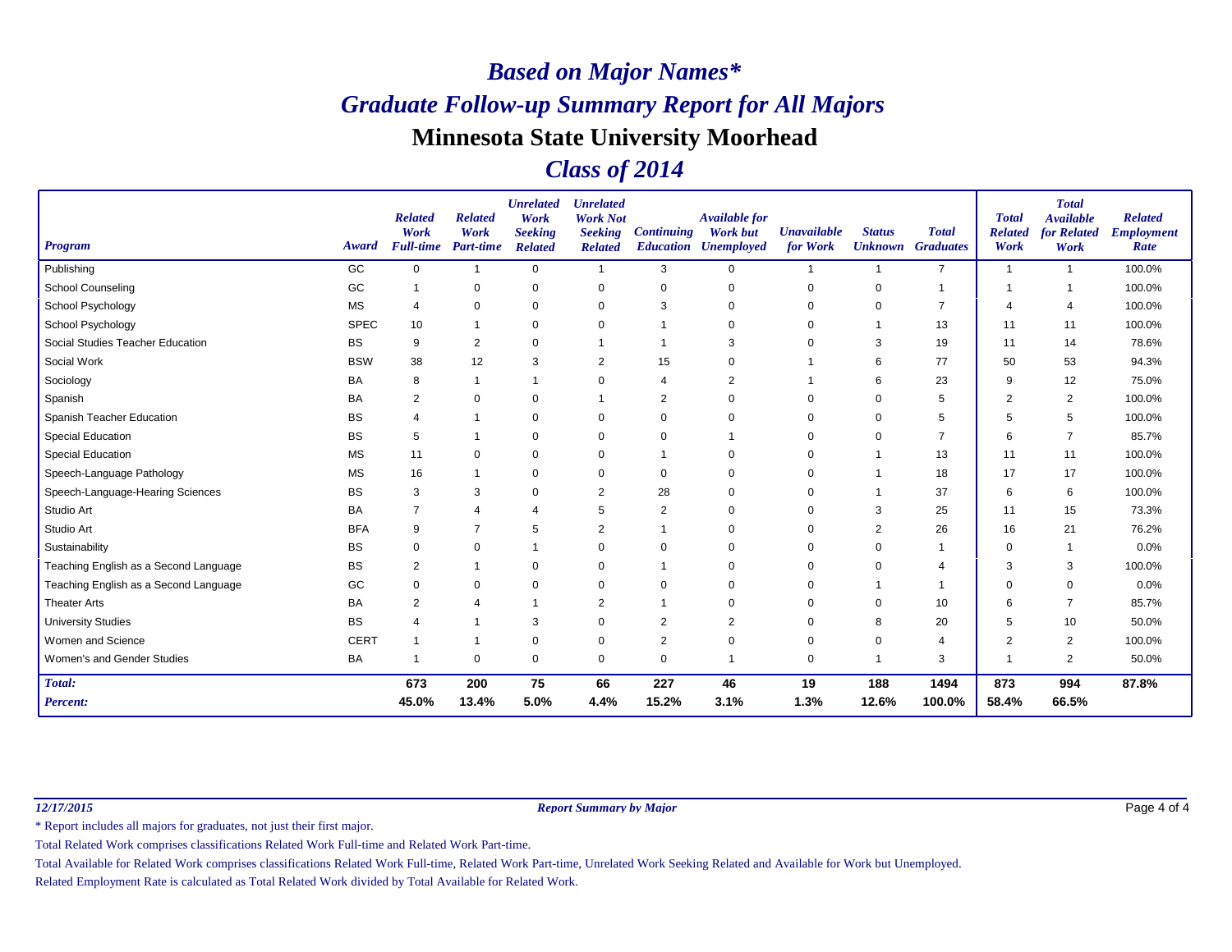# *Based on Major Names**

# *Graduate Follow-up Summary Report for All Majors*

# Minnesota State University Moorhead

# *Class of 2014*

| *Program* | *Award* | *Related Work Full-time* | *Related Work Part-time* | *Unrelated Work Seeking Related* | *Unrelated Work Not Seeking Related* | *Continuing Education* | *Available for Work but Unemployed* | *Unavailable for Work* | *Status Unknown* | *Total Graduates* | *Total Related Work* | *Total Available for Related Work* | *Related Employment Rate* |
|---|---|---|---|---|---|---|---|---|---|---|---|---|---|
| Publishing | GC | 0 | 1 | 0 | 1 | 3 | 0 | 1 | 1 | 7 | 1 | 1 | 100.0% |
| School Counseling | GC | 1 | 0 | 0 | 0 | 0 | 0 | 0 | 0 | 1 | 1 | 1 | 100.0% |
| School Psychology | MS | 4 | 0 | 0 | 0 | 3 | 0 | 0 | 0 | 7 | 4 | 4 | 100.0% |
| School Psychology | SPEC | 10 | 1 | 0 | 0 | 1 | 0 | 0 | 1 | 13 | 11 | 11 | 100.0% |
| Social Studies Teacher Education | BS | 9 | 2 | 0 | 1 | 1 | 3 | 0 | 3 | 19 | 11 | 14 | 78.6% |
| Social Work | BSW | 38 | 12 | 3 | 2 | 15 | 0 | 1 | 6 | 77 | 50 | 53 | 94.3% |
| Sociology | BA | 8 | 1 | 1 | 0 | 4 | 2 | 1 | 6 | 23 | 9 | 12 | 75.0% |
| Spanish | BA | 2 | 0 | 0 | 1 | 2 | 0 | 0 | 0 | 5 | 2 | 2 | 100.0% |
| Spanish Teacher Education | BS | 4 | 1 | 0 | 0 | 0 | 0 | 0 | 0 | 5 | 5 | 5 | 100.0% |
| Special Education | BS | 5 | 1 | 0 | 0 | 0 | 1 | 0 | 0 | 7 | 6 | 7 | 85.7% |
| Special Education | MS | 11 | 0 | 0 | 0 | 1 | 0 | 0 | 1 | 13 | 11 | 11 | 100.0% |
| Speech-Language Pathology | MS | 16 | 1 | 0 | 0 | 0 | 0 | 0 | 1 | 18 | 17 | 17 | 100.0% |
| Speech-Language-Hearing Sciences | BS | 3 | 3 | 0 | 2 | 28 | 0 | 0 | 1 | 37 | 6 | 6 | 100.0% |
| Studio Art | BA | 7 | 4 | 4 | 5 | 2 | 0 | 0 | 3 | 25 | 11 | 15 | 73.3% |
| Studio Art | BFA | 9 | 7 | 5 | 2 | 1 | 0 | 0 | 2 | 26 | 16 | 21 | 76.2% |
| Sustainability | BS | 0 | 0 | 1 | 0 | 0 | 0 | 0 | 0 | 1 | 0 | 1 | 0.0% |
| Teaching English as a Second Language | BS | 2 | 1 | 0 | 0 | 1 | 0 | 0 | 0 | 4 | 3 | 3 | 100.0% |
| Teaching English as a Second Language | GC | 0 | 0 | 0 | 0 | 0 | 0 | 0 | 1 | 1 | 0 | 0 | 0.0% |
| Theater Arts | BA | 2 | 4 | 1 | 2 | 1 | 0 | 0 | 0 | 10 | 6 | 7 | 85.7% |
| University Studies | BS | 4 | 1 | 3 | 0 | 2 | 2 | 0 | 8 | 20 | 5 | 10 | 50.0% |
| Women and Science | CERT | 1 | 1 | 0 | 0 | 2 | 0 | 0 | 0 | 4 | 2 | 2 | 100.0% |
| Women's and Gender Studies | BA | 1 | 0 | 0 | 0 | 0 | 1 | 0 | 1 | 3 | 1 | 2 | 50.0% |
| ***Total:*** | | **673** | **200** | **75** | **66** | **227** | **46** | **19** | **188** | **1494** | **873** | **994** | **87.8%** |
| ***Percent:*** | | **45.0%** | **13.4%** | **5.0%** | **4.4%** | **15.2%** | **3.1%** | **1.3%** | **12.6%** | **100.0%** | **58.4%** | **66.5%** | |

*12/17/2015* — *Report Summary by Major*

\* Report includes all majors for graduates, not just their first major.

Total Related Work comprises classifications Related Work Full-time and Related Work Part-time.

Total Available for Related Work comprises classifications Related Work Full-time, Related Work Part-time, Unrelated Work Seeking Related and Available for Work but Unemployed.

Related Employment Rate is calculated as Total Related Work divided by Total Available for Related Work.